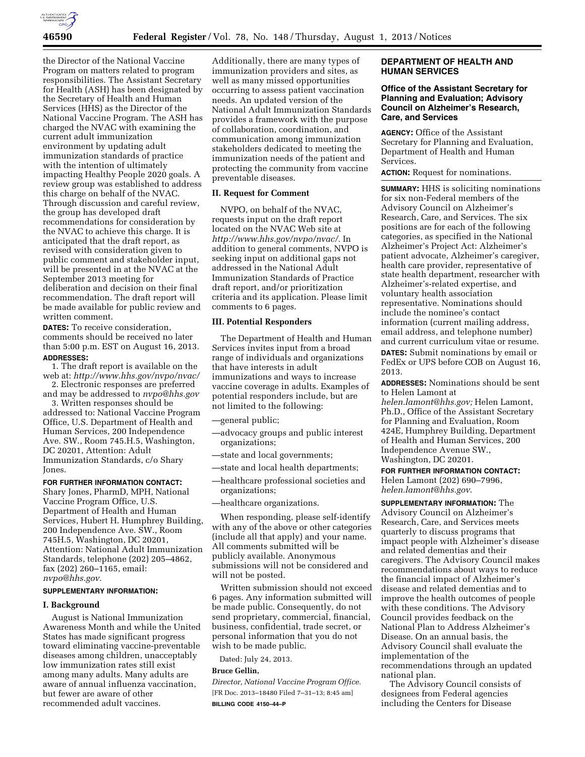the Director of the National Vaccine Program on matters related to program responsibilities. The Assistant Secretary for Health (ASH) has been designated by the Secretary of Health and Human Services (HHS) as the Director of the National Vaccine Program. The ASH has charged the NVAC with examining the current adult immunization environment by updating adult immunization standards of practice with the intention of ultimately impacting Healthy People 2020 goals. A review group was established to address this charge on behalf of the NVAC. Through discussion and careful review, the group has developed draft recommendations for consideration by the NVAC to achieve this charge. It is anticipated that the draft report, as revised with consideration given to public comment and stakeholder input, will be presented in at the NVAC at the September 2013 meeting for deliberation and decision on their final recommendation. The draft report will be made available for public review and written comment.

**DATES:** To receive consideration, comments should be received no later than 5:00 p.m. EST on August 16, 2013.

**ADDRESSES:**

1. The draft report is available on the web at: *http://www.hhs.gov/nvpo/nvac/*

2. Electronic responses are preferred and may be addressed to *nvpo@hhs.gov*

3. Written responses should be addressed to: National Vaccine Program Office, U.S. Department of Health and Human Services, 200 Independence Ave. SW., Room 745.H.5, Washington, DC 20201, Attention: Adult Immunization Standards, c/o Shary Jones.

**FOR FURTHER INFORMATION CONTACT:** Shary Jones, PharmD, MPH, National Vaccine Program Office, U.S. Department of Health and Human Services, Hubert H. Humphrey Building, 200 Independence Ave. SW., Room 745H.5, Washington, DC 20201, Attention: National Adult Immunization Standards, telephone (202) 205–4862, fax (202) 260–1165, email: *nvpo@hhs.gov.*

**SUPPLEMENTARY INFORMATION:**

## I. Background

August is National Immunization Awareness Month and while the United States has made significant progress toward eliminating vaccine-preventable diseases among children, unacceptably low immunization rates still exist among many adults. Many adults are aware of annual influenza vaccination, but fewer are aware of other recommended adult vaccines. Additionally, there are many types of immunization providers and sites, as well as many missed opportunities occurring to assess patient vaccination needs. An updated version of the National Adult Immunization Standards provides a framework with the purpose of collaboration, coordination, and communication among immunization stakeholders dedicated to meeting the immunization needs of the patient and protecting the community from vaccine preventable diseases.

## II. Request for Comment

NVPO, on behalf of the NVAC, requests input on the draft report located on the NVAC Web site at *http://www.hhs.gov/nvpo/nvac/*. In addition to general comments, NVPO is seeking input on additional gaps not addressed in the National Adult Immunization Standards of Practice draft report, and/or prioritization criteria and its application. Please limit comments to 6 pages.

## III. Potential Responders

The Department of Health and Human Services invites input from a broad range of individuals and organizations that have interests in adult immunizations and ways to increase vaccine coverage in adults. Examples of potential responders include, but are not limited to the following:

—general public;

—advocacy groups and public interest organizations;

—state and local governments;

—state and local health departments;

—healthcare professional societies and organizations;

—healthcare organizations.

When responding, please self-identify with any of the above or other categories (include all that apply) and your name. All comments submitted will be publicly available. Anonymous submissions will not be considered and will not be posted.

Written submission should not exceed 6 pages. Any information submitted will be made public. Consequently, do not send proprietary, commercial, financial, business, confidential, trade secret, or personal information that you do not wish to be made public.

Dated: July 24, 2013.

**Bruce Gellin,**

*Director, National Vaccine Program Office.*

[FR Doc. 2013–18480 Filed 7–31–13; 8:45 am]

**BILLING CODE 4150–44–P**

## DEPARTMENT OF HEALTH AND HUMAN SERVICES

### Office of the Assistant Secretary for Planning and Evaluation; Advisory Council on Alzheimer's Research, Care, and Services

**AGENCY:** Office of the Assistant Secretary for Planning and Evaluation, Department of Health and Human Services.

**ACTION:** Request for nominations.

**SUMMARY:** HHS is soliciting nominations for six non-Federal members of the Advisory Council on Alzheimer's Research, Care, and Services. The six positions are for each of the following categories, as specified in the National Alzheimer's Project Act: Alzheimer's patient advocate, Alzheimer's caregiver, health care provider, representative of state health department, researcher with Alzheimer's-related expertise, and voluntary health association representative. Nominations should include the nominee's contact information (current mailing address, email address, and telephone number) and current curriculum vitae or resume.

**DATES:** Submit nominations by email or FedEx or UPS before COB on August 16, 2013.

**ADDRESSES:** Nominations should be sent to Helen Lamont at *helen.lamont@hhs.gov;* Helen Lamont, Ph.D., Office of the Assistant Secretary for Planning and Evaluation, Room 424E, Humphrey Building, Department of Health and Human Services, 200 Independence Avenue SW., Washington, DC 20201.

**FOR FURTHER INFORMATION CONTACT:** Helen Lamont (202) 690–7996, *helen.lamont@hhs.gov*.

**SUPPLEMENTARY INFORMATION:** The Advisory Council on Alzheimer's Research, Care, and Services meets quarterly to discuss programs that impact people with Alzheimer's disease and related dementias and their caregivers. The Advisory Council makes recommendations about ways to reduce the financial impact of Alzheimer's disease and related dementias and to improve the health outcomes of people with these conditions. The Advisory Council provides feedback on the National Plan to Address Alzheimer's Disease. On an annual basis, the Advisory Council shall evaluate the implementation of the recommendations through an updated national plan.

The Advisory Council consists of designees from Federal agencies including the Centers for Disease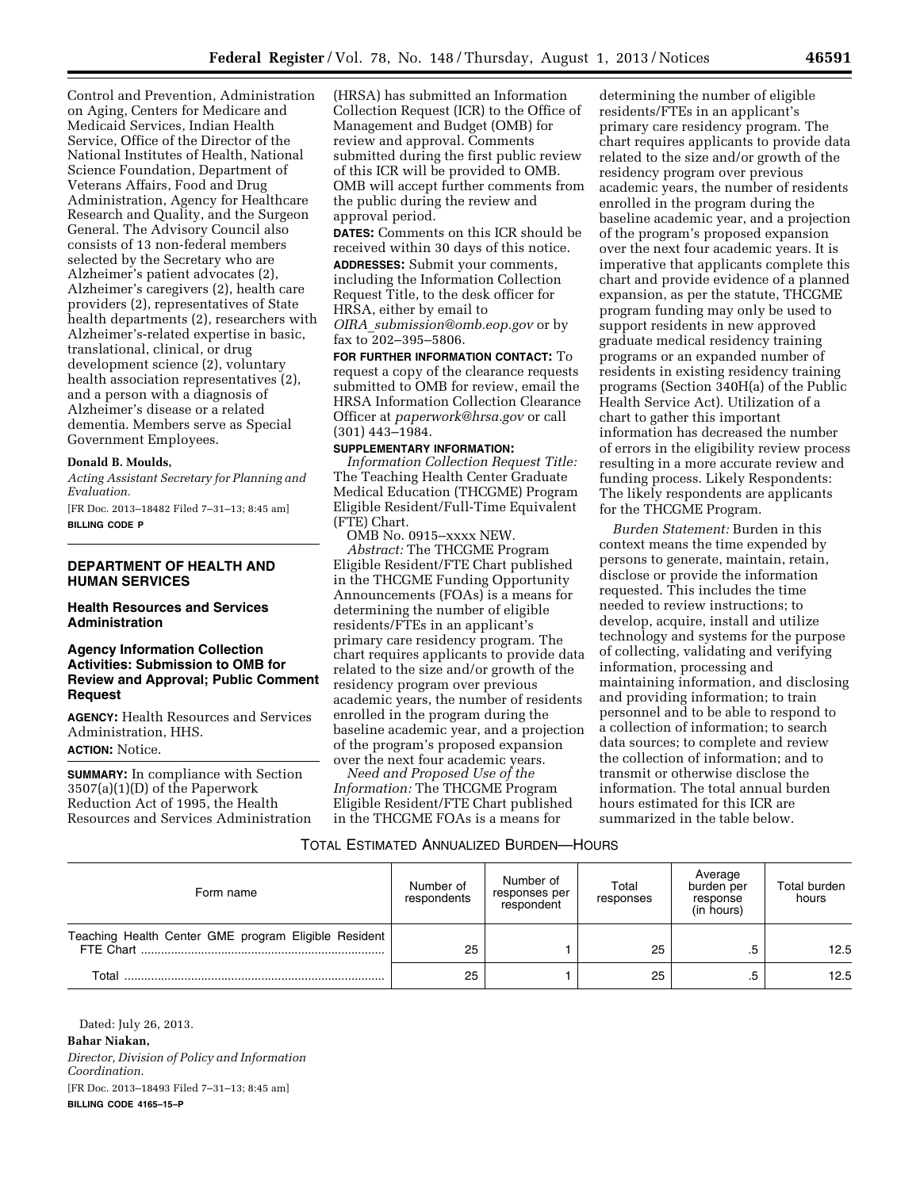Control and Prevention, Administration on Aging, Centers for Medicare and Medicaid Services, Indian Health Service, Office of the Director of the National Institutes of Health, National Science Foundation, Department of Veterans Affairs, Food and Drug Administration, Agency for Healthcare Research and Quality, and the Surgeon General. The Advisory Council also consists of 13 non-federal members selected by the Secretary who are Alzheimer's patient advocates (2), Alzheimer's caregivers (2), health care providers (2), representatives of State health departments (2), researchers with Alzheimer's-related expertise in basic, translational, clinical, or drug development science (2), voluntary health association representatives (2), and a person with a diagnosis of Alzheimer's disease or a related dementia. Members serve as Special Government Employees.

**Donald B. Moulds,**

*Acting Assistant Secretary for Planning and Evaluation.*

[FR Doc. 2013–18482 Filed 7–31–13; 8:45 am]

**BILLING CODE P**

## DEPARTMENT OF HEALTH AND HUMAN SERVICES

### Health Resources and Services Administration

### Agency Information Collection Activities: Submission to OMB for Review and Approval; Public Comment Request

**AGENCY:** Health Resources and Services Administration, HHS.

**ACTION:** Notice.

**SUMMARY:** In compliance with Section 3507(a)(1)(D) of the Paperwork Reduction Act of 1995, the Health Resources and Services Administration (HRSA) has submitted an Information Collection Request (ICR) to the Office of Management and Budget (OMB) for review and approval. Comments submitted during the first public review of this ICR will be provided to OMB. OMB will accept further comments from the public during the review and approval period.

**DATES:** Comments on this ICR should be received within 30 days of this notice.

**ADDRESSES:** Submit your comments, including the Information Collection Request Title, to the desk officer for HRSA, either by email to *OIRA_submission@omb.eop.gov* or by fax to 202–395–5806.

**FOR FURTHER INFORMATION CONTACT:** To request a copy of the clearance requests submitted to OMB for review, email the HRSA Information Collection Clearance Officer at *paperwork@hrsa.gov* or call (301) 443–1984.

**SUPPLEMENTARY INFORMATION:**

*Information Collection Request Title:* The Teaching Health Center Graduate Medical Education (THCGME) Program Eligible Resident/Full-Time Equivalent (FTE) Chart.

OMB No. 0915–xxxx NEW.

*Abstract:* The THCGME Program Eligible Resident/FTE Chart published in the THCGME Funding Opportunity Announcements (FOAs) is a means for determining the number of eligible residents/FTEs in an applicant's primary care residency program. The chart requires applicants to provide data related to the size and/or growth of the residency program over previous academic years, the number of residents enrolled in the program during the baseline academic year, and a projection of the program's proposed expansion over the next four academic years.

*Need and Proposed Use of the Information:* The THCGME Program Eligible Resident/FTE Chart published in the THCGME FOAs is a means for determining the number of eligible residents/FTEs in an applicant's primary care residency program. The chart requires applicants to provide data related to the size and/or growth of the residency program over previous academic years, the number of residents enrolled in the program during the baseline academic year, and a projection of the program's proposed expansion over the next four academic years. It is imperative that applicants complete this chart and provide evidence of a planned expansion, as per the statute, THCGME program funding may only be used to support residents in new approved graduate medical residency training programs or an expanded number of residents in existing residency training programs (Section 340H(a) of the Public Health Service Act). Utilization of a chart to gather this important information has decreased the number of errors in the eligibility review process resulting in a more accurate review and funding process. Likely Respondents: The likely respondents are applicants for the THCGME Program.

*Burden Statement:* Burden in this context means the time expended by persons to generate, maintain, retain, disclose or provide the information requested. This includes the time needed to review instructions; to develop, acquire, install and utilize technology and systems for the purpose of collecting, validating and verifying information, processing and maintaining information, and disclosing and providing information; to train personnel and to be able to respond to a collection of information; to search data sources; to complete and review the collection of information; and to transmit or otherwise disclose the information. The total annual burden hours estimated for this ICR are summarized in the table below.

TOTAL ESTIMATED ANNUALIZED BURDEN—HOURS

| Form name | Number of respondents | Number of responses per respondent | Total responses | Average burden per response (in hours) | Total burden hours |
|---|---|---|---|---|---|
| Teaching Health Center GME program Eligible Resident FTE Chart | 25 | 1 | 25 | .5 | 12.5 |
| Total | 25 | 1 | 25 | .5 | 12.5 |

Dated: July 26, 2013.

**Bahar Niakan,**

*Director, Division of Policy and Information Coordination.*

[FR Doc. 2013–18493 Filed 7–31–13; 8:45 am]

**BILLING CODE 4165–15–P**